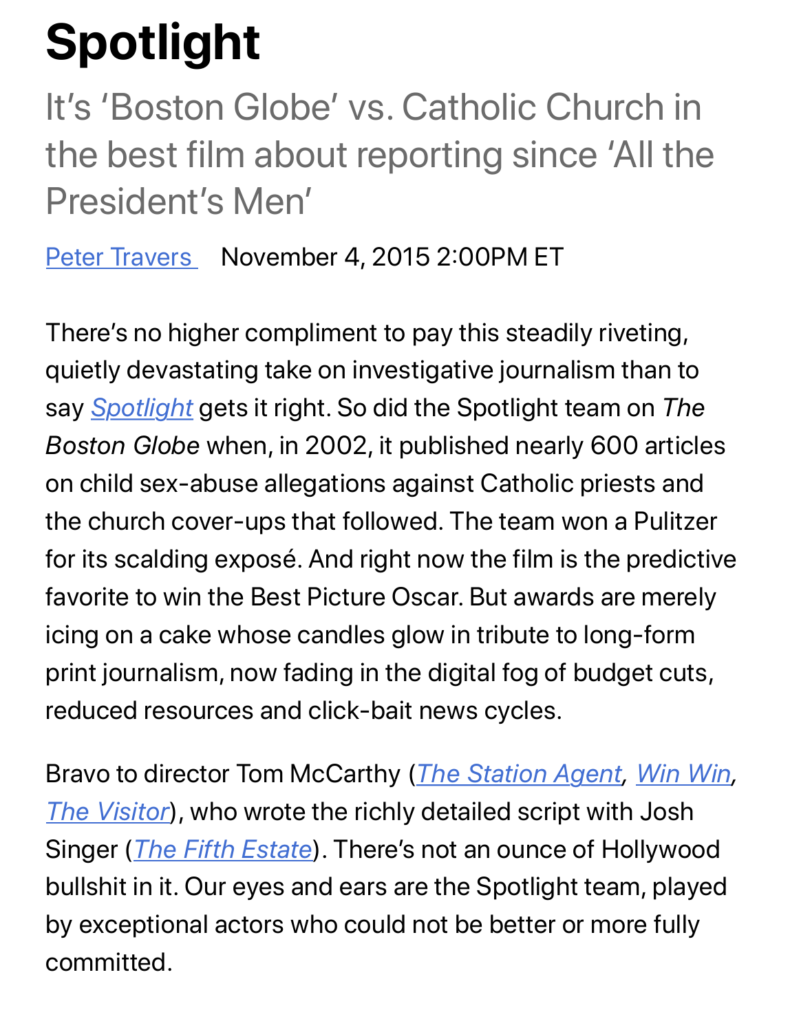# Spotlight

It's 'Boston Globe' vs. Catholic Church in the best film about reporting since 'All the President's Men'

Peter Travers    November 4, 2015 2:00PM ET

There's no higher compliment to pay this steadily riveting, quietly devastating take on investigative journalism than to say *Spotlight* gets it right. So did the Spotlight team on *The Boston Globe* when, in 2002, it published nearly 600 articles on child sex-abuse allegations against Catholic priests and the church cover-ups that followed. The team won a Pulitzer for its scalding exposé. And right now the film is the predictive favorite to win the Best Picture Oscar. But awards are merely icing on a cake whose candles glow in tribute to long-form print journalism, now fading in the digital fog of budget cuts, reduced resources and click-bait news cycles.

Bravo to director Tom McCarthy (*The Station Agent*, *Win Win*, *The Visitor*), who wrote the richly detailed script with Josh Singer (*The Fifth Estate*). There's not an ounce of Hollywood bullshit in it. Our eyes and ears are the Spotlight team, played by exceptional actors who could not be better or more fully committed.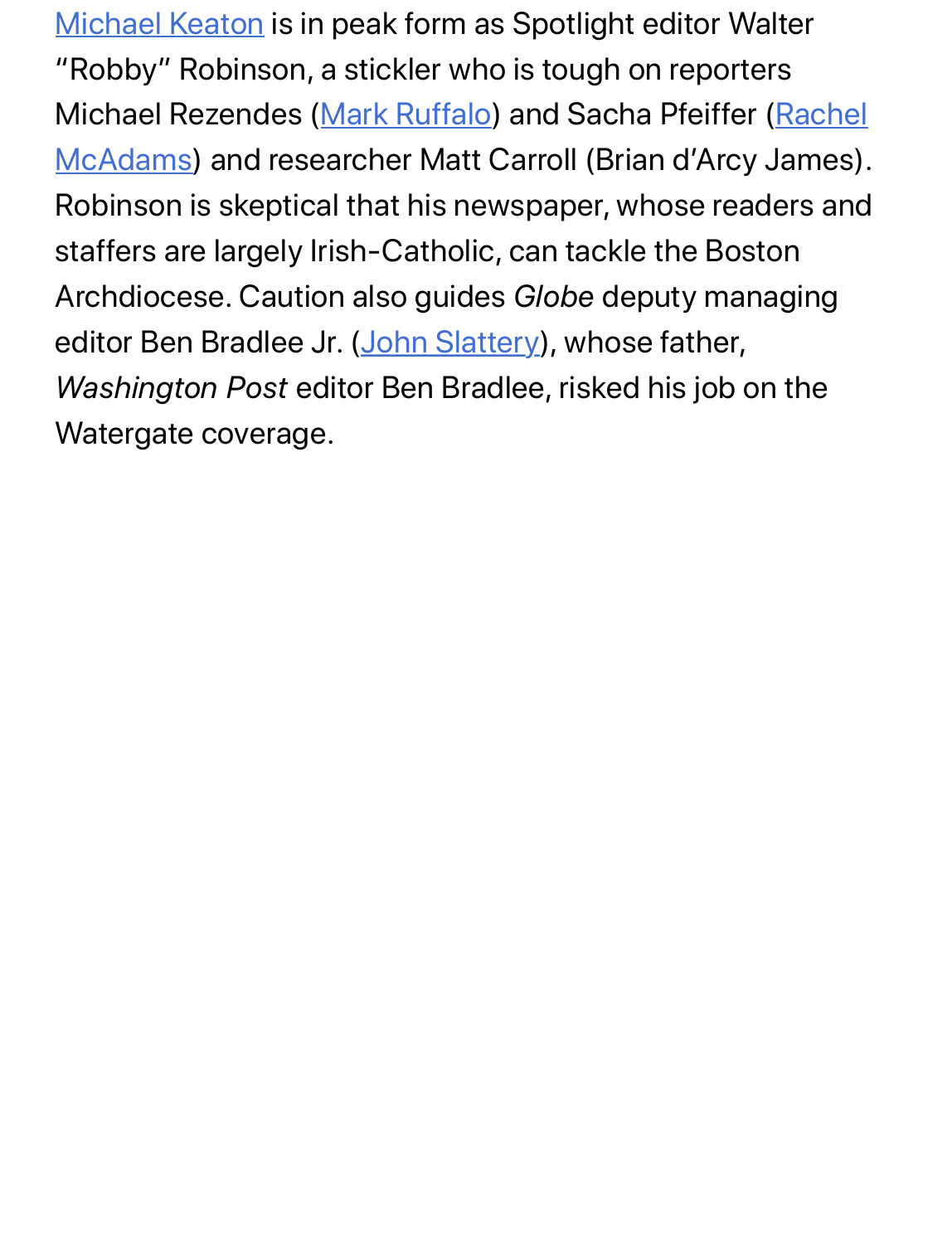Michael Keaton is in peak form as Spotlight editor Walter "Robby" Robinson, a stickler who is tough on reporters Michael Rezendes (Mark Ruffalo) and Sacha Pfeiffer (Rachel McAdams) and researcher Matt Carroll (Brian d'Arcy James). Robinson is skeptical that his newspaper, whose readers and staffers are largely Irish-Catholic, can tackle the Boston Archdiocese. Caution also guides *Globe* deputy managing editor Ben Bradlee Jr. (John Slattery), whose father, *Washington Post* editor Ben Bradlee, risked his job on the Watergate coverage.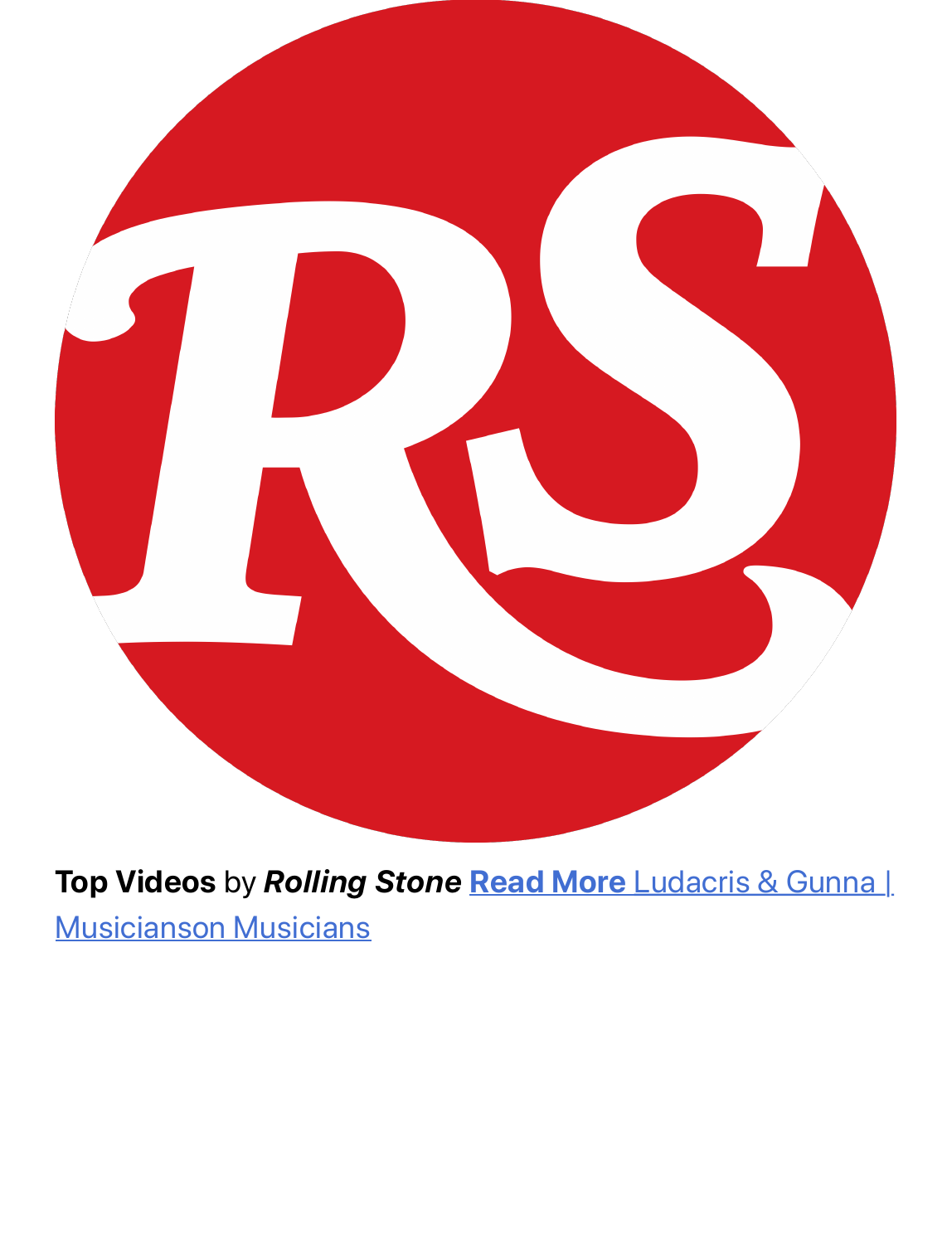**Top Videos** by ***Rolling Stone*** **Read More** Ludacris & Gunna | Musicianson Musicians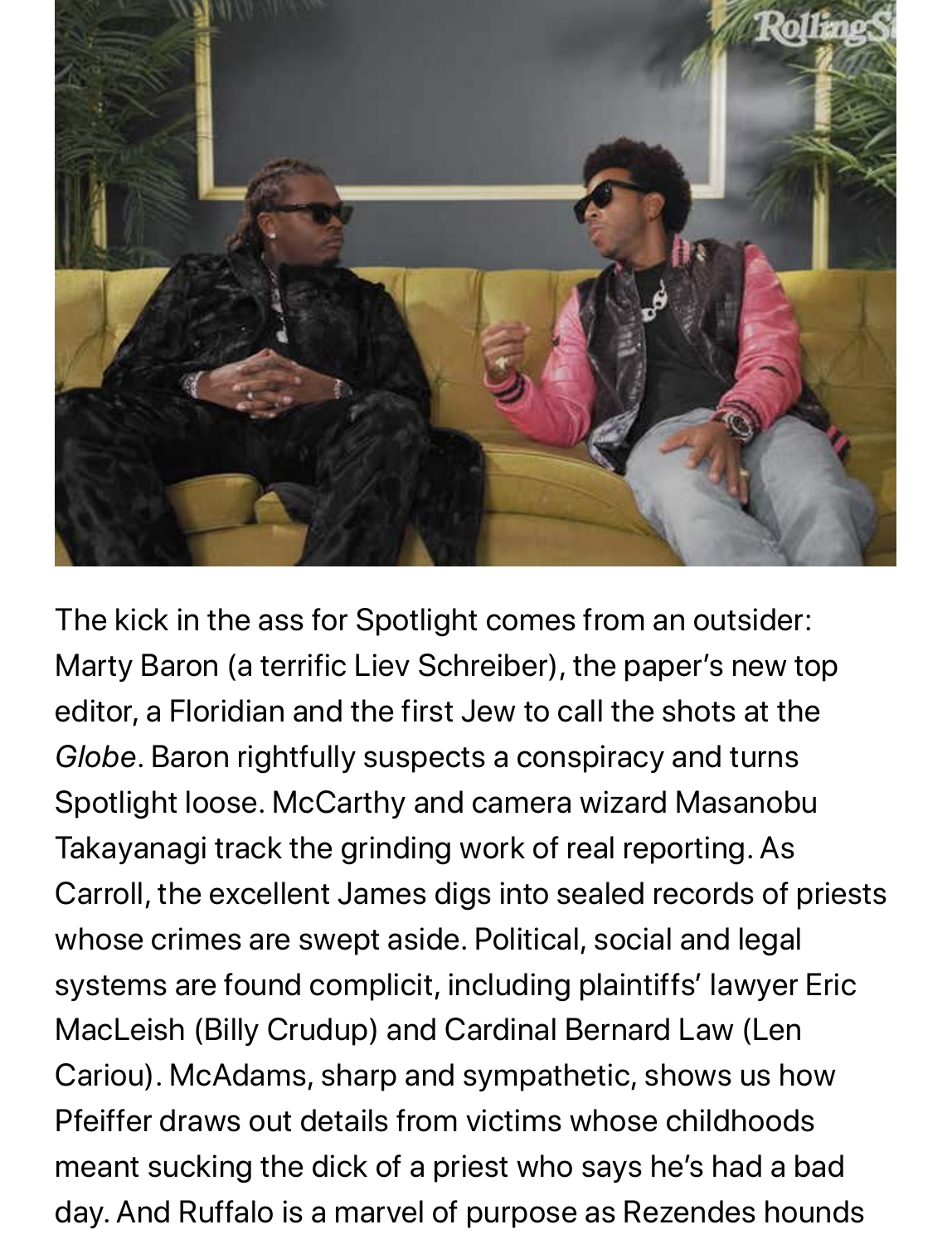The kick in the ass for Spotlight comes from an outsider: Marty Baron (a terrific Liev Schreiber), the paper's new top editor, a Floridian and the first Jew to call the shots at the *Globe*. Baron rightfully suspects a conspiracy and turns Spotlight loose. McCarthy and camera wizard Masanobu Takayanagi track the grinding work of real reporting. As Carroll, the excellent James digs into sealed records of priests whose crimes are swept aside. Political, social and legal systems are found complicit, including plaintiffs' lawyer Eric MacLeish (Billy Crudup) and Cardinal Bernard Law (Len Cariou). McAdams, sharp and sympathetic, shows us how Pfeiffer draws out details from victims whose childhoods meant sucking the dick of a priest who says he's had a bad day. And Ruffalo is a marvel of purpose as Rezendes hounds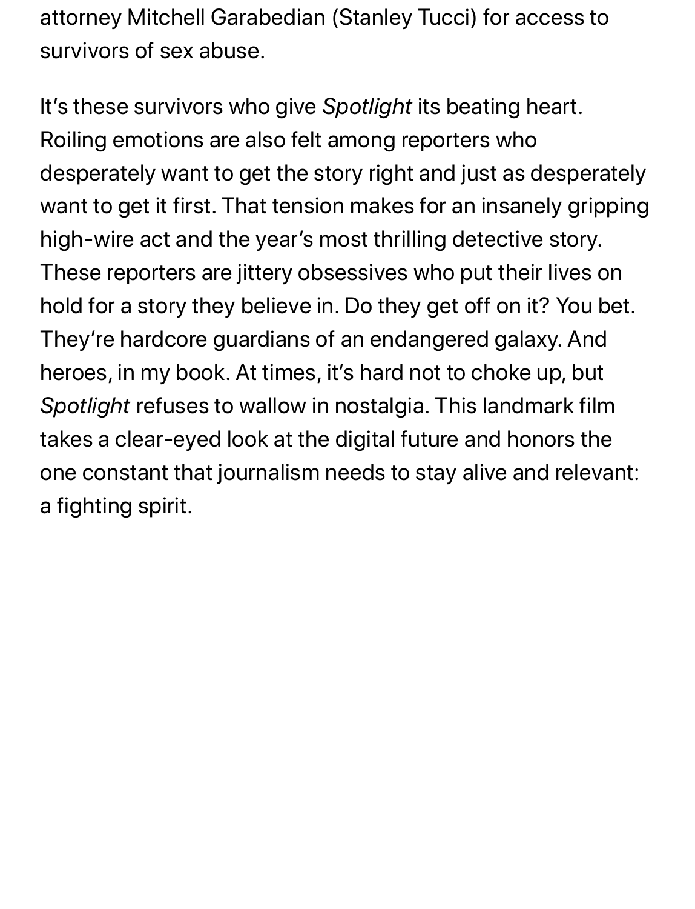attorney Mitchell Garabedian (Stanley Tucci) for access to survivors of sex abuse.

It's these survivors who give *Spotlight* its beating heart. Roiling emotions are also felt among reporters who desperately want to get the story right and just as desperately want to get it first. That tension makes for an insanely gripping high-wire act and the year's most thrilling detective story. These reporters are jittery obsessives who put their lives on hold for a story they believe in. Do they get off on it? You bet. They're hardcore guardians of an endangered galaxy. And heroes, in my book. At times, it's hard not to choke up, but *Spotlight* refuses to wallow in nostalgia. This landmark film takes a clear-eyed look at the digital future and honors the one constant that journalism needs to stay alive and relevant: a fighting spirit.